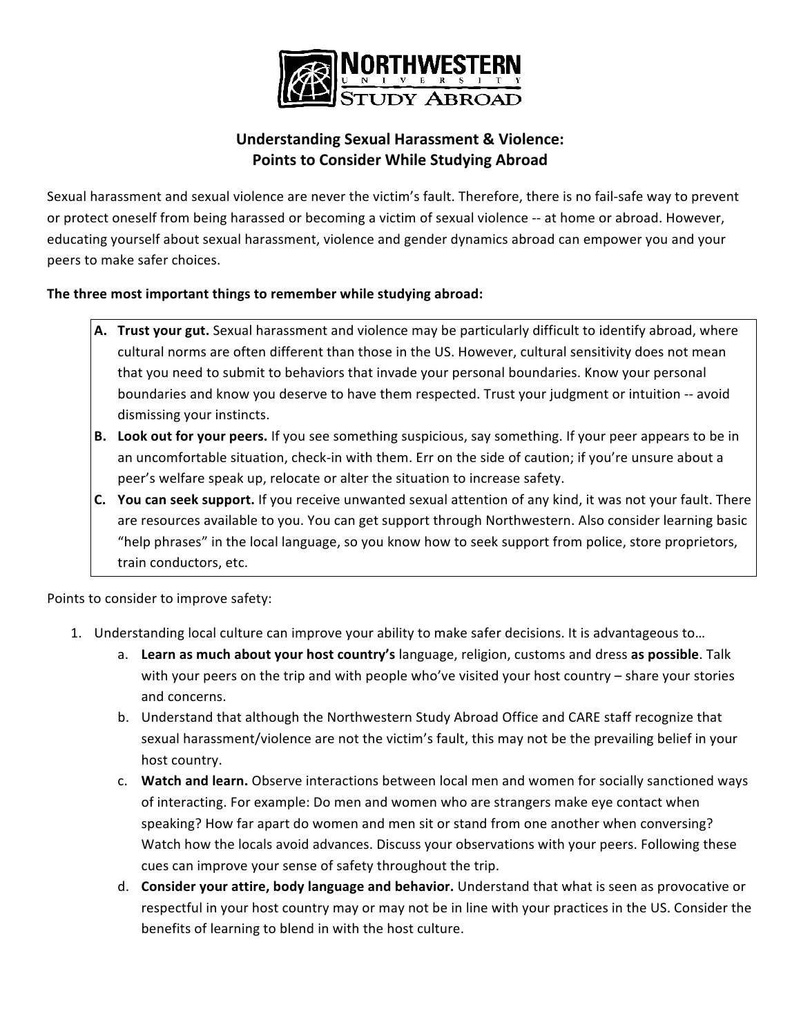# Understanding Sexual Harassment & Violence: Points to Consider While Studying Abroad

Sexual harassment and sexual violence are never the victim's fault. Therefore, there is no fail-safe way to prevent or protect oneself from being harassed or becoming a victim of sexual violence -- at home or abroad. However, educating yourself about sexual harassment, violence and gender dynamics abroad can empower you and your peers to make safer choices.

**The three most important things to remember while studying abroad:**

- **A. Trust your gut.** Sexual harassment and violence may be particularly difficult to identify abroad, where cultural norms are often different than those in the US. However, cultural sensitivity does not mean that you need to submit to behaviors that invade your personal boundaries. Know your personal boundaries and know you deserve to have them respected. Trust your judgment or intuition -- avoid dismissing your instincts.
- **B. Look out for your peers.** If you see something suspicious, say something. If your peer appears to be in an uncomfortable situation, check-in with them. Err on the side of caution; if you're unsure about a peer's welfare speak up, relocate or alter the situation to increase safety.
- **C. You can seek support.** If you receive unwanted sexual attention of any kind, it was not your fault. There are resources available to you. You can get support through Northwestern. Also consider learning basic "help phrases" in the local language, so you know how to seek support from police, store proprietors, train conductors, etc.

Points to consider to improve safety:

1. Understanding local culture can improve your ability to make safer decisions. It is advantageous to…
   a. **Learn as much about your host country's** language, religion, customs and dress **as possible**. Talk with your peers on the trip and with people who've visited your host country – share your stories and concerns.
   b. Understand that although the Northwestern Study Abroad Office and CARE staff recognize that sexual harassment/violence are not the victim's fault, this may not be the prevailing belief in your host country.
   c. **Watch and learn.** Observe interactions between local men and women for socially sanctioned ways of interacting. For example: Do men and women who are strangers make eye contact when speaking? How far apart do women and men sit or stand from one another when conversing? Watch how the locals avoid advances. Discuss your observations with your peers. Following these cues can improve your sense of safety throughout the trip.
   d. **Consider your attire, body language and behavior.** Understand that what is seen as provocative or respectful in your host country may or may not be in line with your practices in the US. Consider the benefits of learning to blend in with the host culture.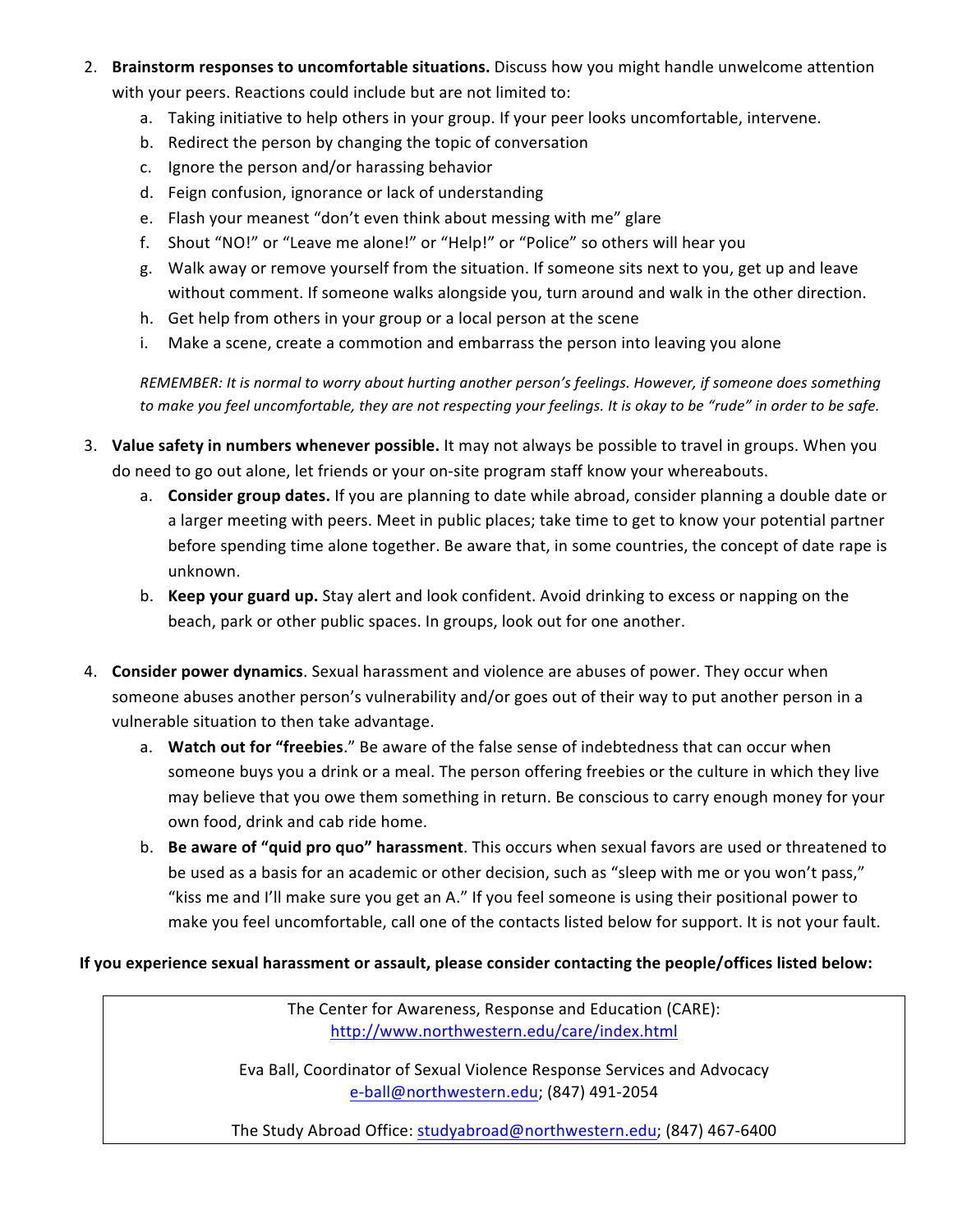2. **Brainstorm responses to uncomfortable situations.** Discuss how you might handle unwelcome attention with your peers. Reactions could include but are not limited to:
    a. Taking initiative to help others in your group. If your peer looks uncomfortable, intervene.
    b. Redirect the person by changing the topic of conversation
    c. Ignore the person and/or harassing behavior
    d. Feign confusion, ignorance or lack of understanding
    e. Flash your meanest "don't even think about messing with me" glare
    f. Shout "NO!" or "Leave me alone!" or "Help!" or "Police" so others will hear you
    g. Walk away or remove yourself from the situation. If someone sits next to you, get up and leave without comment. If someone walks alongside you, turn around and walk in the other direction.
    h. Get help from others in your group or a local person at the scene
    i. Make a scene, create a commotion and embarrass the person into leaving you alone

    *REMEMBER: It is normal to worry about hurting another person's feelings. However, if someone does something to make you feel uncomfortable, they are not respecting your feelings. It is okay to be "rude" in order to be safe.*

3. **Value safety in numbers whenever possible.** It may not always be possible to travel in groups. When you do need to go out alone, let friends or your on-site program staff know your whereabouts.
    a. **Consider group dates.** If you are planning to date while abroad, consider planning a double date or a larger meeting with peers. Meet in public places; take time to get to know your potential partner before spending time alone together. Be aware that, in some countries, the concept of date rape is unknown.
    b. **Keep your guard up.** Stay alert and look confident. Avoid drinking to excess or napping on the beach, park or other public spaces. In groups, look out for one another.

4. **Consider power dynamics**. Sexual harassment and violence are abuses of power. They occur when someone abuses another person's vulnerability and/or goes out of their way to put another person in a vulnerable situation to then take advantage.
    a. **Watch out for "freebies**." Be aware of the false sense of indebtedness that can occur when someone buys you a drink or a meal. The person offering freebies or the culture in which they live may believe that you owe them something in return. Be conscious to carry enough money for your own food, drink and cab ride home.
    b. **Be aware of "quid pro quo" harassment**. This occurs when sexual favors are used or threatened to be used as a basis for an academic or other decision, such as "sleep with me or you won't pass," "kiss me and I'll make sure you get an A." If you feel someone is using their positional power to make you feel uncomfortable, call one of the contacts listed below for support. It is not your fault.

**If you experience sexual harassment or assault, please consider contacting the people/offices listed below:**

The Center for Awareness, Response and Education (CARE):
http://www.northwestern.edu/care/index.html

Eva Ball, Coordinator of Sexual Violence Response Services and Advocacy
e-ball@northwestern.edu; (847) 491-2054

The Study Abroad Office: studyabroad@northwestern.edu; (847) 467-6400